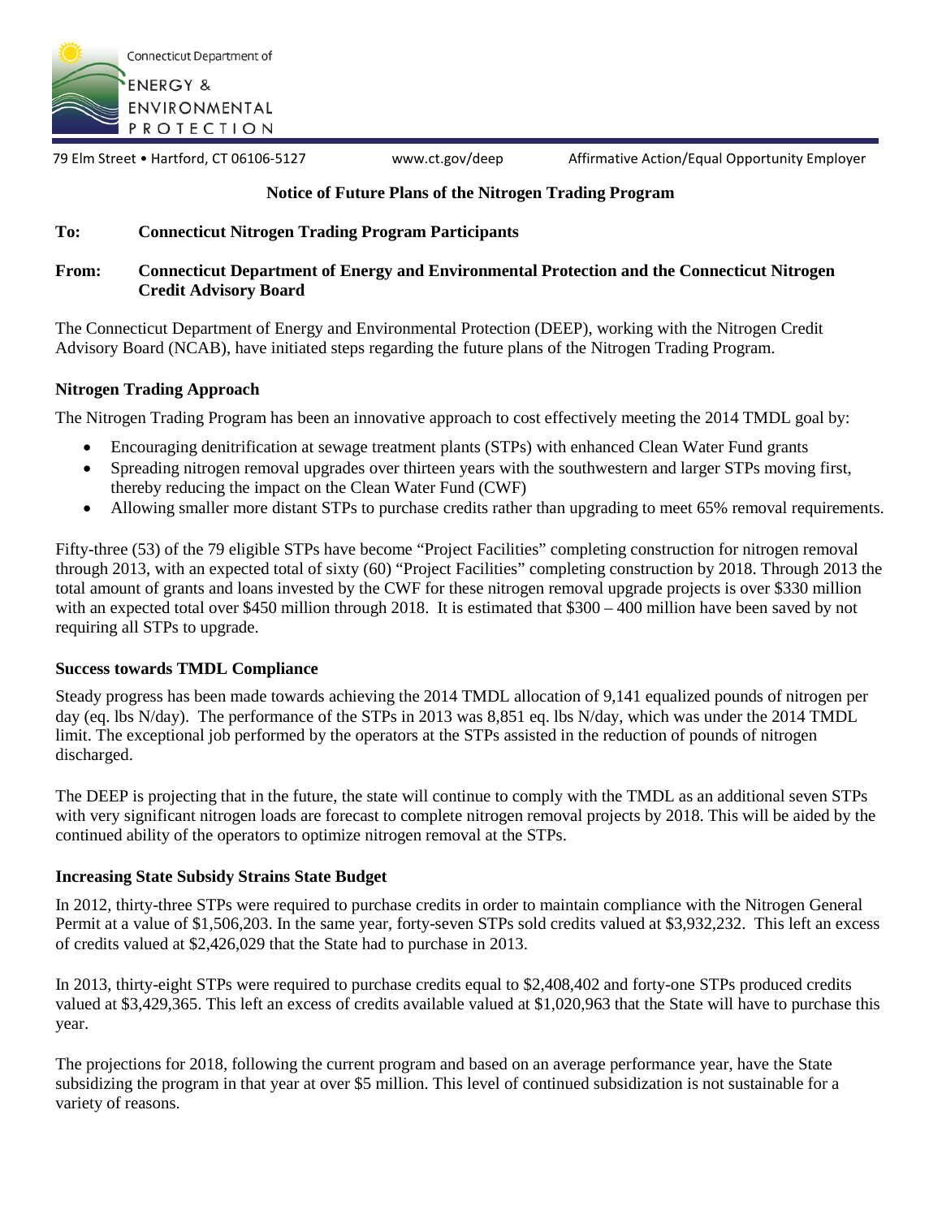Connecticut Department of
ENERGY &
ENVIRONMENTAL
PROTECTION

79 Elm Street • Hartford, CT 06106-5127 www.ct.gov/deep Affirmative Action/Equal Opportunity Employer

## Notice of Future Plans of the Nitrogen Trading Program

**To:** **Connecticut Nitrogen Trading Program Participants**

**From:** **Connecticut Department of Energy and Environmental Protection and the Connecticut Nitrogen Credit Advisory Board**

The Connecticut Department of Energy and Environmental Protection (DEEP), working with the Nitrogen Credit Advisory Board (NCAB), have initiated steps regarding the future plans of the Nitrogen Trading Program.

### Nitrogen Trading Approach

The Nitrogen Trading Program has been an innovative approach to cost effectively meeting the 2014 TMDL goal by:

- Encouraging denitrification at sewage treatment plants (STPs) with enhanced Clean Water Fund grants
- Spreading nitrogen removal upgrades over thirteen years with the southwestern and larger STPs moving first, thereby reducing the impact on the Clean Water Fund (CWF)
- Allowing smaller more distant STPs to purchase credits rather than upgrading to meet 65% removal requirements.

Fifty-three (53) of the 79 eligible STPs have become "Project Facilities" completing construction for nitrogen removal through 2013, with an expected total of sixty (60) "Project Facilities" completing construction by 2018. Through 2013 the total amount of grants and loans invested by the CWF for these nitrogen removal upgrade projects is over $330 million with an expected total over $450 million through 2018. It is estimated that $300 – 400 million have been saved by not requiring all STPs to upgrade.

### Success towards TMDL Compliance

Steady progress has been made towards achieving the 2014 TMDL allocation of 9,141 equalized pounds of nitrogen per day (eq. lbs N/day). The performance of the STPs in 2013 was 8,851 eq. lbs N/day, which was under the 2014 TMDL limit. The exceptional job performed by the operators at the STPs assisted in the reduction of pounds of nitrogen discharged.

The DEEP is projecting that in the future, the state will continue to comply with the TMDL as an additional seven STPs with very significant nitrogen loads are forecast to complete nitrogen removal projects by 2018. This will be aided by the continued ability of the operators to optimize nitrogen removal at the STPs.

### Increasing State Subsidy Strains State Budget

In 2012, thirty-three STPs were required to purchase credits in order to maintain compliance with the Nitrogen General Permit at a value of $1,506,203. In the same year, forty-seven STPs sold credits valued at $3,932,232. This left an excess of credits valued at $2,426,029 that the State had to purchase in 2013.

In 2013, thirty-eight STPs were required to purchase credits equal to $2,408,402 and forty-one STPs produced credits valued at $3,429,365. This left an excess of credits available valued at $1,020,963 that the State will have to purchase this year.

The projections for 2018, following the current program and based on an average performance year, have the State subsidizing the program in that year at over $5 million. This level of continued subsidization is not sustainable for a variety of reasons.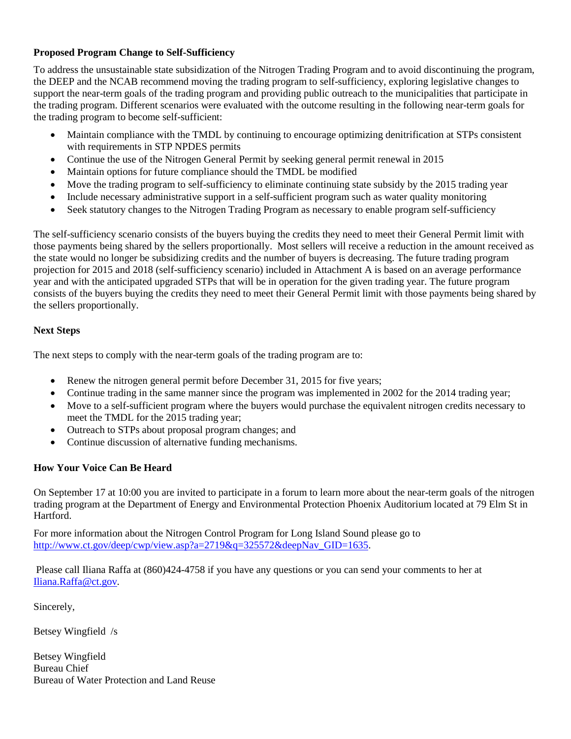**Proposed Program Change to Self-Sufficiency**

To address the unsustainable state subsidization of the Nitrogen Trading Program and to avoid discontinuing the program, the DEEP and the NCAB recommend moving the trading program to self-sufficiency, exploring legislative changes to support the near-term goals of the trading program and providing public outreach to the municipalities that participate in the trading program. Different scenarios were evaluated with the outcome resulting in the following near-term goals for the trading program to become self-sufficient:

- Maintain compliance with the TMDL by continuing to encourage optimizing denitrification at STPs consistent with requirements in STP NPDES permits
- Continue the use of the Nitrogen General Permit by seeking general permit renewal in 2015
- Maintain options for future compliance should the TMDL be modified
- Move the trading program to self-sufficiency to eliminate continuing state subsidy by the 2015 trading year
- Include necessary administrative support in a self-sufficient program such as water quality monitoring
- Seek statutory changes to the Nitrogen Trading Program as necessary to enable program self-sufficiency

The self-sufficiency scenario consists of the buyers buying the credits they need to meet their General Permit limit with those payments being shared by the sellers proportionally. Most sellers will receive a reduction in the amount received as the state would no longer be subsidizing credits and the number of buyers is decreasing. The future trading program projection for 2015 and 2018 (self-sufficiency scenario) included in Attachment A is based on an average performance year and with the anticipated upgraded STPs that will be in operation for the given trading year. The future program consists of the buyers buying the credits they need to meet their General Permit limit with those payments being shared by the sellers proportionally.

**Next Steps**

The next steps to comply with the near-term goals of the trading program are to:

- Renew the nitrogen general permit before December 31, 2015 for five years;
- Continue trading in the same manner since the program was implemented in 2002 for the 2014 trading year;
- Move to a self-sufficient program where the buyers would purchase the equivalent nitrogen credits necessary to meet the TMDL for the 2015 trading year;
- Outreach to STPs about proposal program changes; and
- Continue discussion of alternative funding mechanisms.

**How Your Voice Can Be Heard**

On September 17 at 10:00 you are invited to participate in a forum to learn more about the near-term goals of the nitrogen trading program at the Department of Energy and Environmental Protection Phoenix Auditorium located at 79 Elm St in Hartford.

For more information about the Nitrogen Control Program for Long Island Sound please go to http://www.ct.gov/deep/cwp/view.asp?a=2719&q=325572&deepNav_GID=1635.

Please call Iliana Raffa at (860)424-4758 if you have any questions or you can send your comments to her at Iliana.Raffa@ct.gov.

Sincerely,

Betsey Wingfield /s

Betsey Wingfield
Bureau Chief
Bureau of Water Protection and Land Reuse